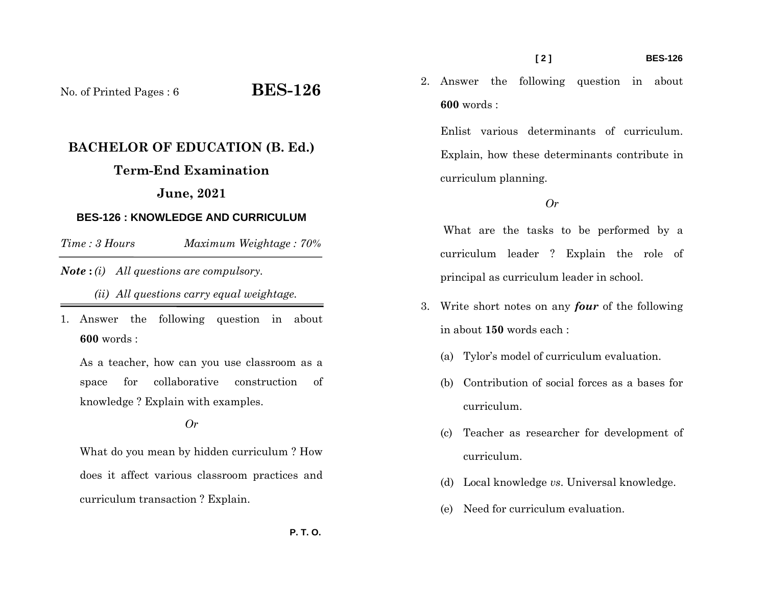No. of Printed Pages : 6

# BES-126

## BACHELOR OF EDUCATION (B. Ed.)

## Term-End Examination

## June, 2021

### BES-126 : KNOWLEDGE AND CURRICULUM

*Time : 3 Hours* *Maximum Weightage : 70%*

***Note*** **:** *(i) All questions are compulsory.*

*(ii) All questions carry equal weightage.*

---

1. Answer the following question in about **600** words :

   As a teacher, how can you use classroom as a space for collaborative construction of knowledge ? Explain with examples.

   *Or*

   What do you mean by hidden curriculum ? How does it affect various classroom practices and curriculum transaction ? Explain.

P. T. O.

2. Answer the following question in about **600** words :

   Enlist various determinants of curriculum. Explain, how these determinants contribute in curriculum planning.

   *Or*

   What are the tasks to be performed by a curriculum leader ? Explain the role of principal as curriculum leader in school.

3. Write short notes on any ***four*** of the following in about **150** words each :

   (a) Tylor's model of curriculum evaluation.

   (b) Contribution of social forces as a bases for curriculum.

   (c) Teacher as researcher for development of curriculum.

   (d) Local knowledge *vs*. Universal knowledge.

   (e) Need for curriculum evaluation.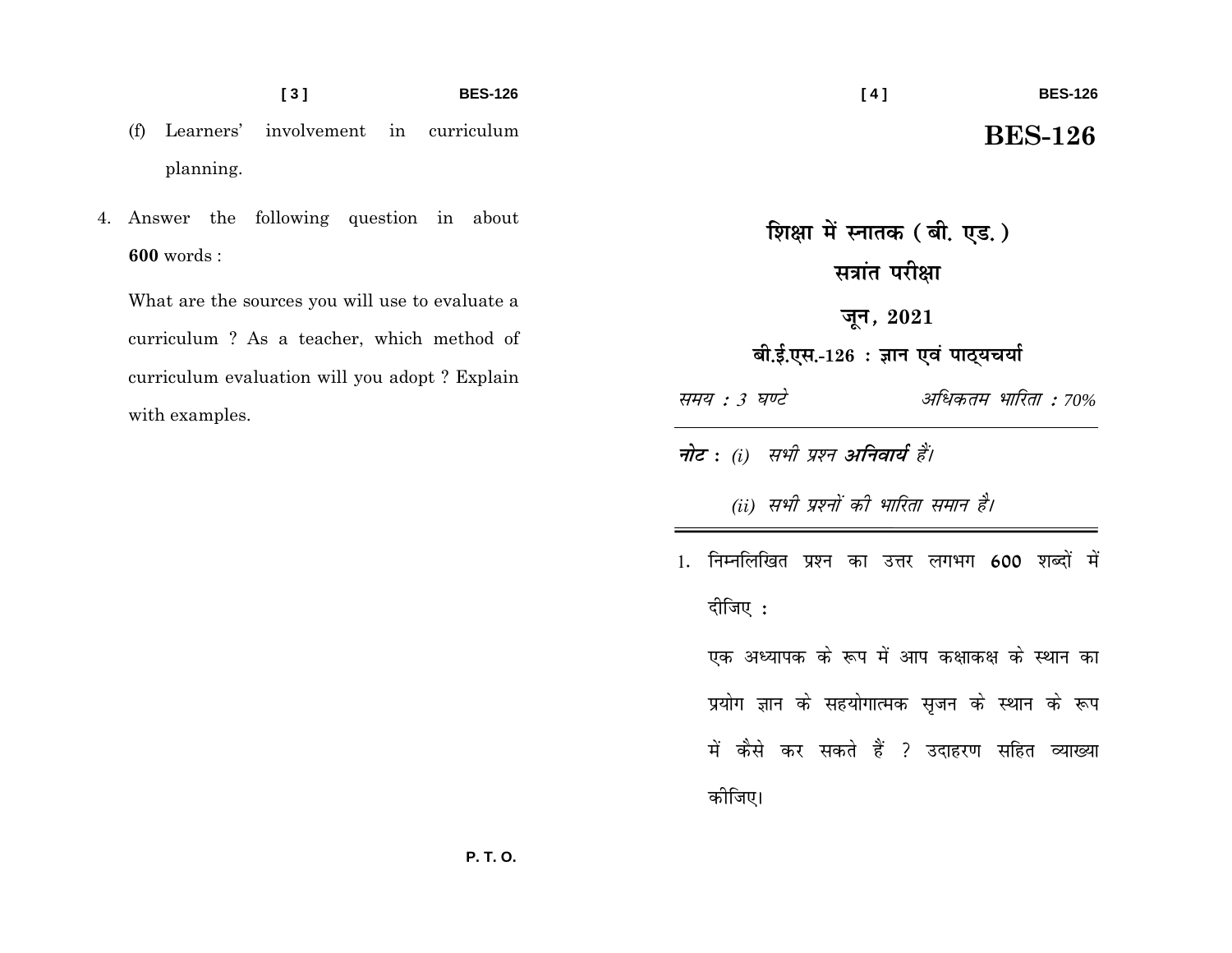(f) Learners' involvement in curriculum planning.

4. Answer the following question in about **600** words :

   What are the sources you will use to evaluate a curriculum ? As a teacher, which method of curriculum evaluation will you adopt ? Explain with examples.

P. T. O.

# BES-126

## शिक्षा में स्नातक ( बी. एड. )

## सत्रांत परीक्षा

## जून, 2021

### बी.ई.एस.-126 : ज्ञान एवं पाठ्यचर्या

*समय : 3 घण्टे* *अधिकतम भारिता : 70%*

***नोट :*** *(i) सभी प्रश्न **अनिवार्य** हैं।*

*(ii) सभी प्रश्नों की भारिता समान है।*

1. निम्नलिखित प्रश्न का उत्तर लगभग **600** शब्दों में दीजिए :

   एक अध्यापक के रूप में आप कक्षाकक्ष के स्थान का प्रयोग ज्ञान के सहयोगात्मक सृजन के स्थान के रूप में कैसे कर सकते हैं ? उदाहरण सहित व्याख्या कीजिए।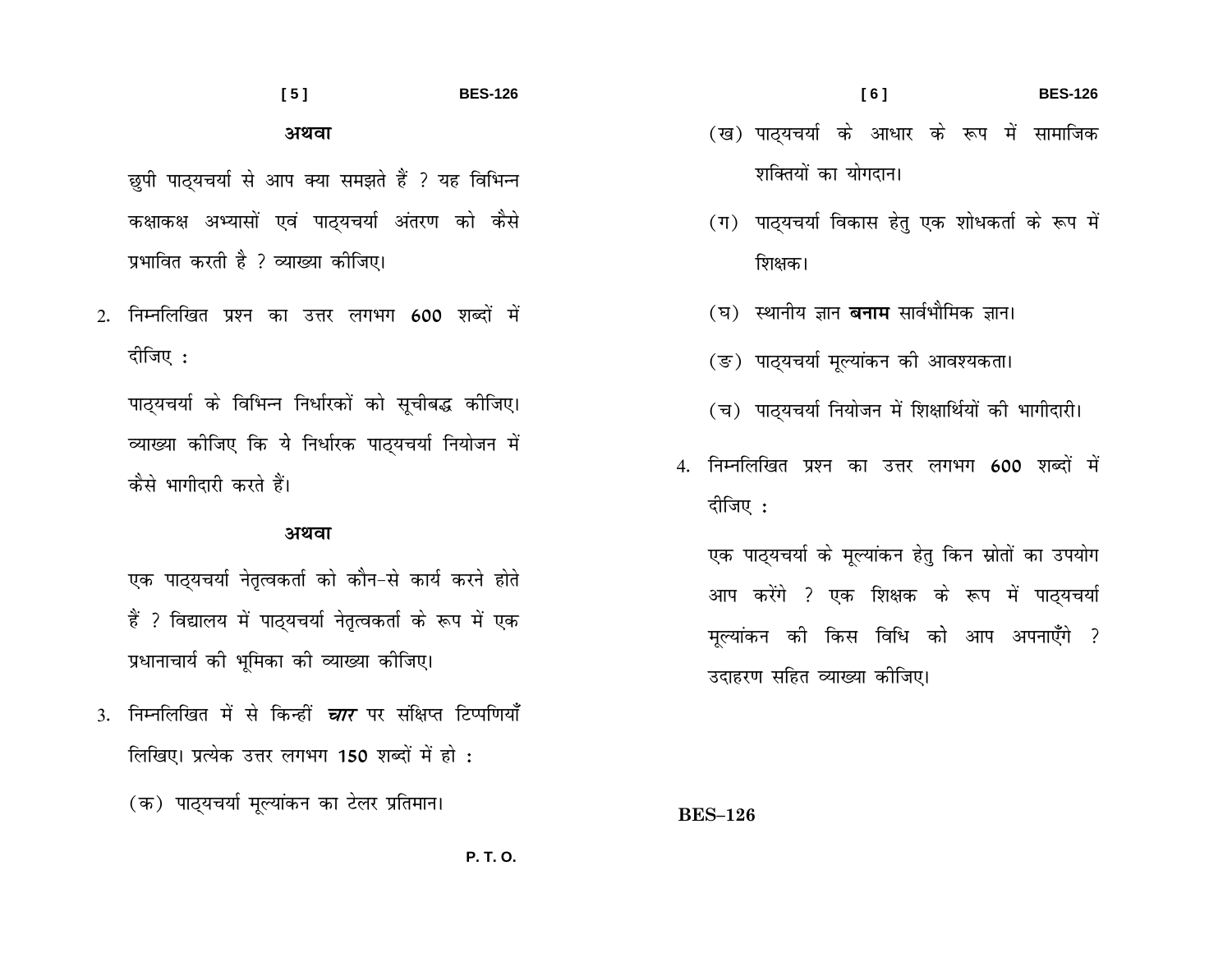**अथवा**

छुपी पाठ्यचर्या से आप क्या समझते हैं ? यह विभिन्न कक्षाकक्ष अभ्यासों एवं पाठ्यचर्या अंतरण को कैसे प्रभावित करती है ? व्याख्या कीजिए।

2. निम्नलिखित प्रश्न का उत्तर लगभग 600 शब्दों में दीजिए :

पाठ्यचर्या के विभिन्न निर्धारकों को सूचीबद्ध कीजिए। व्याख्या कीजिए कि ये निर्धारक पाठ्यचर्या नियोजन में कैसे भागीदारी करते हैं।

**अथवा**

एक पाठ्यचर्या नेतृत्वकर्ता को कौन-से कार्य करने होते हैं ? विद्यालय में पाठ्यचर्या नेतृत्वकर्ता के रूप में एक प्रधानाचार्य की भूमिका की व्याख्या कीजिए।

3. निम्नलिखित में से किन्हीं ***चार*** पर संक्षिप्त टिप्पणियाँ लिखिए। प्रत्येक उत्तर लगभग 150 शब्दों में हो :

(क) पाठ्यचर्या मूल्यांकन का टेलर प्रतिमान।

(ख) पाठ्यचर्या के आधार के रूप में सामाजिक शक्तियों का योगदान।

(ग) पाठ्यचर्या विकास हेतु एक शोधकर्ता के रूप में शिक्षक।

(घ) स्थानीय ज्ञान **बनाम** सार्वभौमिक ज्ञान।

(ङ) पाठ्यचर्या मूल्यांकन की आवश्यकता।

(च) पाठ्यचर्या नियोजन में शिक्षार्थियों की भागीदारी।

4. निम्नलिखित प्रश्न का उत्तर लगभग 600 शब्दों में दीजिए :

एक पाठ्यचर्या के मूल्यांकन हेतु किन स्रोतों का उपयोग आप करेंगे ? एक शिक्षक के रूप में पाठ्यचर्या मूल्यांकन की किस विधि को आप अपनाएँगे ? उदाहरण सहित व्याख्या कीजिए।

**BES–126**